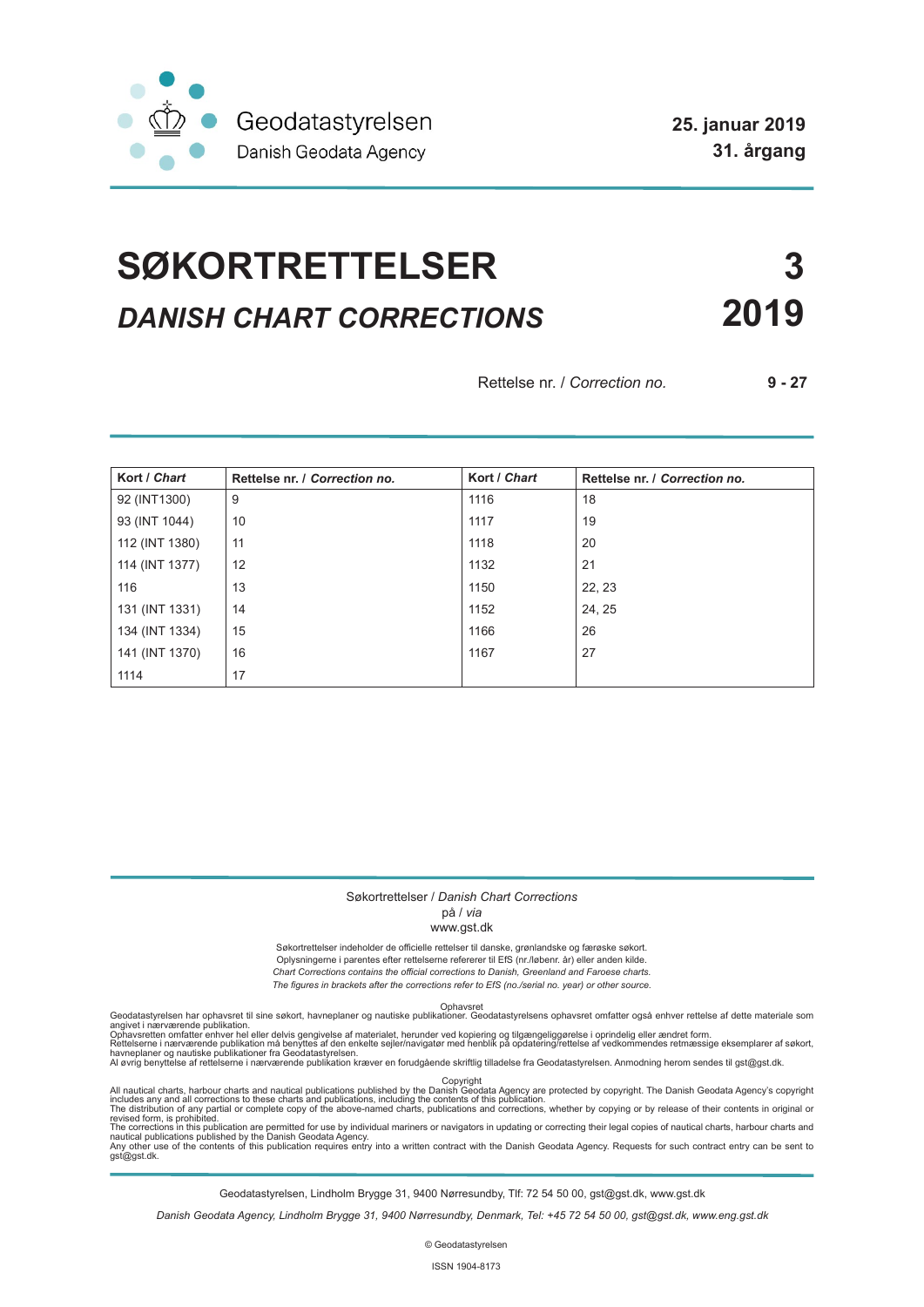Geodatastyrelsen
Danish Geodata Agency

**25. januar 2019**
**31. årgang**

# SØKORTRETTELSER **3**

## *DANISH CHART CORRECTIONS* **2019**

Rettelse nr. / *Correction no.* **9 - 27**

| Kort / *Chart* | Rettelse nr. / *Correction no.* | Kort / *Chart* | Rettelse nr. / *Correction no.* |
|---|---|---|---|
| 92 (INT1300) | 9 | 1116 | 18 |
| 93 (INT 1044) | 10 | 1117 | 19 |
| 112 (INT 1380) | 11 | 1118 | 20 |
| 114 (INT 1377) | 12 | 1132 | 21 |
| 116 | 13 | 1150 | 22, 23 |
| 131 (INT 1331) | 14 | 1152 | 24, 25 |
| 134 (INT 1334) | 15 | 1166 | 26 |
| 141 (INT 1370) | 16 | 1167 | 27 |
| 1114 | 17 | | |

Søkortrettelser / *Danish Chart Corrections*
på / *via*
www.gst.dk

Søkortrettelser indeholder de officielle rettelser til danske, grønlandske og færøske søkort.
Oplysningerne i parentes efter rettelserne refererer til EfS (nr./løbenr. år) eller anden kilde.
*Chart Corrections contains the official corrections to Danish, Greenland and Faroese charts.*
*The figures in brackets after the corrections refer to EfS (no./serial no. year) or other source.*

Ophavsret
Geodatastyrelsen har ophavsret til sine søkort, havneplaner og nautiske publikationer. Geodatastyrelsens ophavsret omfatter også enhver rettelse af dette materiale som angivet i nærværende publikation.
Ophavsretten omfatter enhver hel eller delvis gengivelse af materialet, herunder ved kopiering og tilgængeliggørelse i oprindelig eller ændret form.
Rettelserne i nærværende publikation må benyttes af den enkelte sejler/navigatør med henblik på opdatering/rettelse af vedkommendes retmæssige eksemplarer af søkort, havneplaner og nautiske publikationer fra Geodatastyrelsen.
Al øvrig benyttelse af rettelserne i nærværende publikation kræver en forudgående skriftlig tilladelse fra Geodatastyrelsen. Anmodning herom sendes til gst@gst.dk.

Copyright
All nautical charts, harbour charts and nautical publications published by the Danish Geodata Agency are protected by copyright. The Danish Geodata Agency's copyright includes any and all corrections to these charts and publications, including the contents of this publication.
The distribution of any partial or complete copy of the above-named charts, publications and corrections, whether by copying or by release of their contents in original or revised form, is prohibited.
The corrections in this publication are permitted for use by individual mariners or navigators in updating or correcting their legal copies of nautical charts, harbour charts and nautical publications published by the Danish Geodata Agency.
Any other use of the contents of this publication requires entry into a written contract with the Danish Geodata Agency. Requests for such contract entry can be sent to gst@gst.dk.

Geodatastyrelsen, Lindholm Brygge 31, 9400 Nørresundby, Tlf: 72 54 50 00, gst@gst.dk, www.gst.dk

*Danish Geodata Agency, Lindholm Brygge 31, 9400 Nørresundby, Denmark, Tel: +45 72 54 50 00, gst@gst.dk, www.eng.gst.dk*

© Geodatastyrelsen

ISSN 1904-8173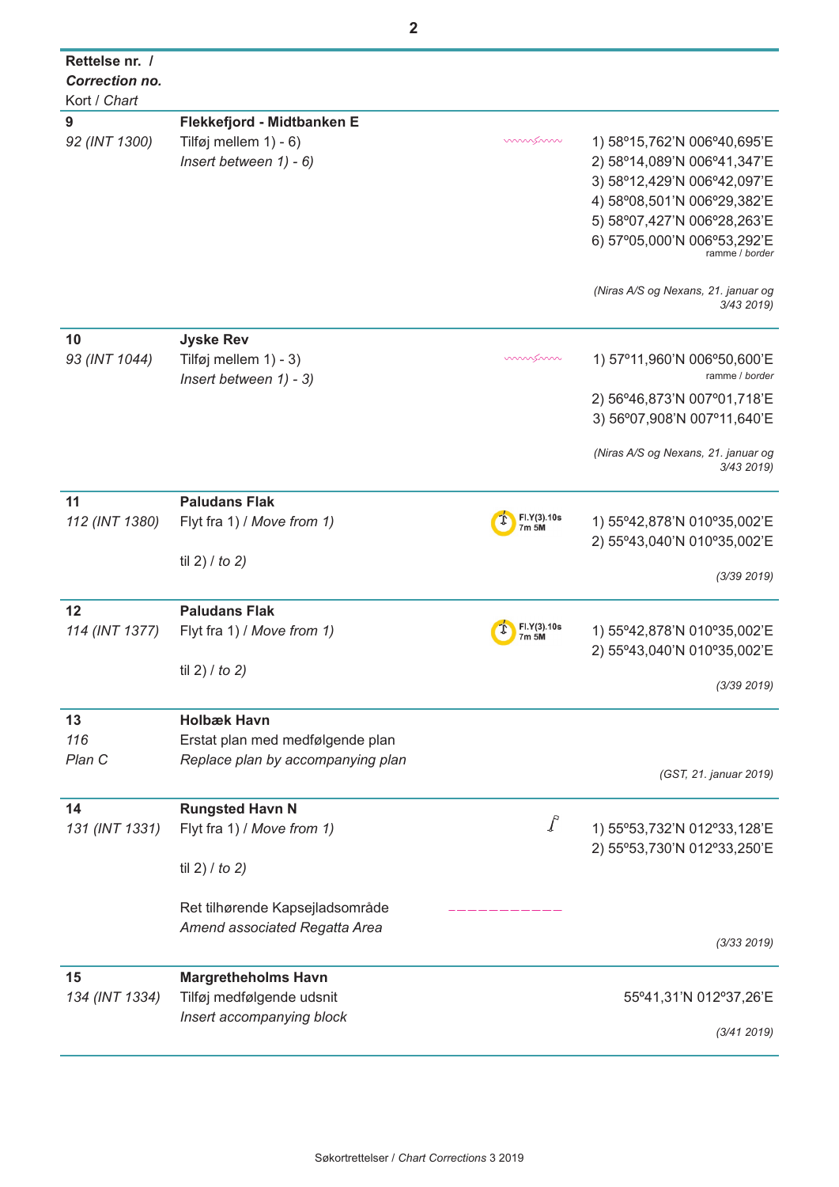| Rettelse nr. / *Correction no.* Kort / *Chart* | | | |
|---|---|---|---|
| **9** *92 (INT 1300)* | **Flekkefjord - Midtbanken E** Tilføj mellem 1) - 6) *Insert between 1) - 6)* | | 1) 58º15,762'N 006º40,695'E 2) 58º14,089'N 006º41,347'E 3) 58º12,429'N 006º42,097'E 4) 58º08,501'N 006º29,382'E 5) 58º07,427'N 006º28,263'E 6) 57º05,000'N 006º53,292'E ramme / *border* *(Niras A/S og Nexans, 21. januar og 3/43 2019)* |
| **10** *93 (INT 1044)* | **Jyske Rev** Tilføj mellem 1) - 3) *Insert between 1) - 3)* | | 1) 57º11,960'N 006º50,600'E ramme / *border* 2) 56º46,873'N 007º01,718'E 3) 56º07,908'N 007º11,640'E *(Niras A/S og Nexans, 21. januar og 3/43 2019)* |
| **11** *112 (INT 1380)* | **Paludans Flak** Flyt fra 1) / *Move from 1)* til 2) / *to 2)* | Fl.Y(3).10s 7m 5M | 1) 55º42,878'N 010º35,002'E 2) 55º43,040'N 010º35,002'E *(3/39 2019)* |
| **12** *114 (INT 1377)* | **Paludans Flak** Flyt fra 1) / *Move from 1)* til 2) / *to 2)* | Fl.Y(3).10s 7m 5M | 1) 55º42,878'N 010º35,002'E 2) 55º43,040'N 010º35,002'E *(3/39 2019)* |
| **13** *116* *Plan C* | **Holbæk Havn** Erstat plan med medfølgende plan *Replace plan by accompanying plan* | | *(GST, 21. januar 2019)* |
| **14** *131 (INT 1331)* | **Rungsted Havn N** Flyt fra 1) / *Move from 1)* til 2) / *to 2)* Ret tilhørende Kapsejladsområde *Amend associated Regatta Area* | | 1) 55º53,732'N 012º33,128'E 2) 55º53,730'N 012º33,250'E *(3/33 2019)* |
| **15** *134 (INT 1334)* | **Margretheholms Havn** Tilføj medfølgende udsnit *Insert accompanying block* | | 55º41,31'N 012º37,26'E *(3/41 2019)* |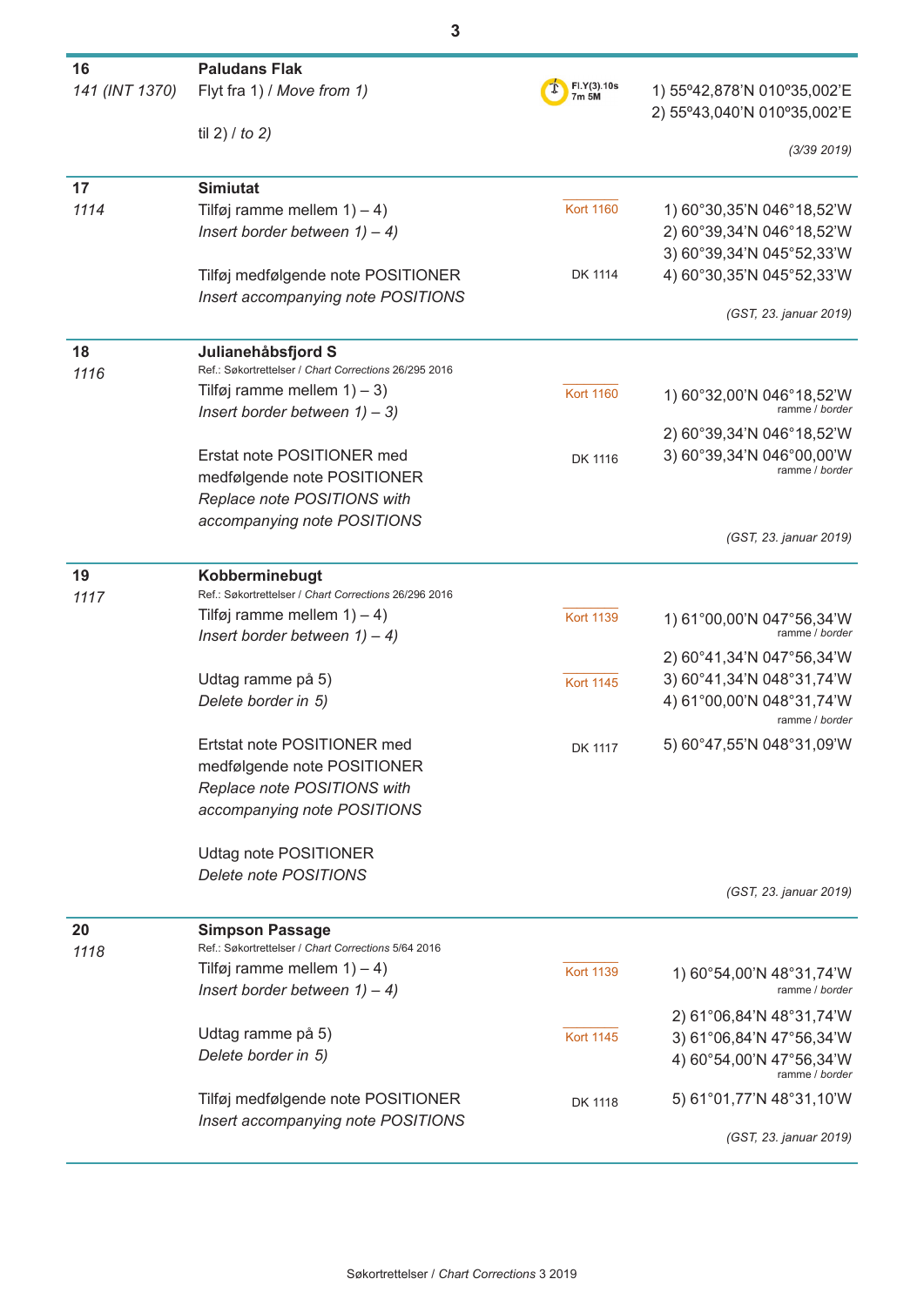| | | | |
|---|---|---|---|
| **16** *141 (INT 1370)* | **Paludans Flak** Flyt fra 1) / *Move from 1)* til 2) / *to 2)* | Fl.Y(3).10s 7m 5M | 1) 55º42,878'N 010º35,002'E 2) 55º43,040'N 010º35,002'E *(3/39 2019)* |
| **17** *1114* | **Simiutat** Tilføj ramme mellem 1) – 4) *Insert border between 1) – 4)* Tilføj medfølgende note POSITIONER *Insert accompanying note POSITIONS* | Kort 1160 DK 1114 | 1) 60°30,35'N 046°18,52'W 2) 60°39,34'N 046°18,52'W 3) 60°39,34'N 045°52,33'W 4) 60°30,35'N 045°52,33'W *(GST, 23. januar 2019)* |
| **18** *1116* | **Julianehåbsfjord S** Ref.: Søkortrettelser / *Chart Corrections* 26/295 2016 Tilføj ramme mellem 1) – 3) *Insert border between 1) – 3)* Erstat note POSITIONER med medfølgende note POSITIONER *Replace note POSITIONS with accompanying note POSITIONS* | Kort 1160 DK 1116 | 1) 60°32,00'N 046°18,52'W ramme / *border* 2) 60°39,34'N 046°18,52'W 3) 60°39,34'N 046°00,00'W ramme / *border* *(GST, 23. januar 2019)* |
| **19** *1117* | **Kobberminebugt** Ref.: Søkortrettelser / *Chart Corrections* 26/296 2016 Tilføj ramme mellem 1) – 4) *Insert border between 1) – 4)* Udtag ramme på 5) *Delete border in 5)* Erstat note POSITIONER med medfølgende note POSITIONER *Replace note POSITIONS with accompanying note POSITIONS* Udtag note POSITIONER *Delete note POSITIONS* | Kort 1139 Kort 1145 DK 1117 | 1) 61°00,00'N 047°56,34'W ramme / *border* 2) 60°41,34'N 047°56,34'W 3) 60°41,34'N 048°31,74'W 4) 61°00,00'N 048°31,74'W ramme / *border* 5) 60°47,55'N 048°31,09'W *(GST, 23. januar 2019)* |
| **20** *1118* | **Simpson Passage** Ref.: Søkortrettelser / *Chart Corrections* 5/64 2016 Tilføj ramme mellem 1) – 4) *Insert border between 1) – 4)* Udtag ramme på 5) *Delete border in 5)* Tilføj medfølgende note POSITIONER *Insert accompanying note POSITIONS* | Kort 1139 Kort 1145 DK 1118 | 1) 60°54,00'N 48°31,74'W ramme / *border* 2) 61°06,84'N 48°31,74'W 3) 61°06,84'N 47°56,34'W 4) 60°54,00'N 47°56,34'W ramme / *border* 5) 61°01,77'N 48°31,10'W *(GST, 23. januar 2019)* |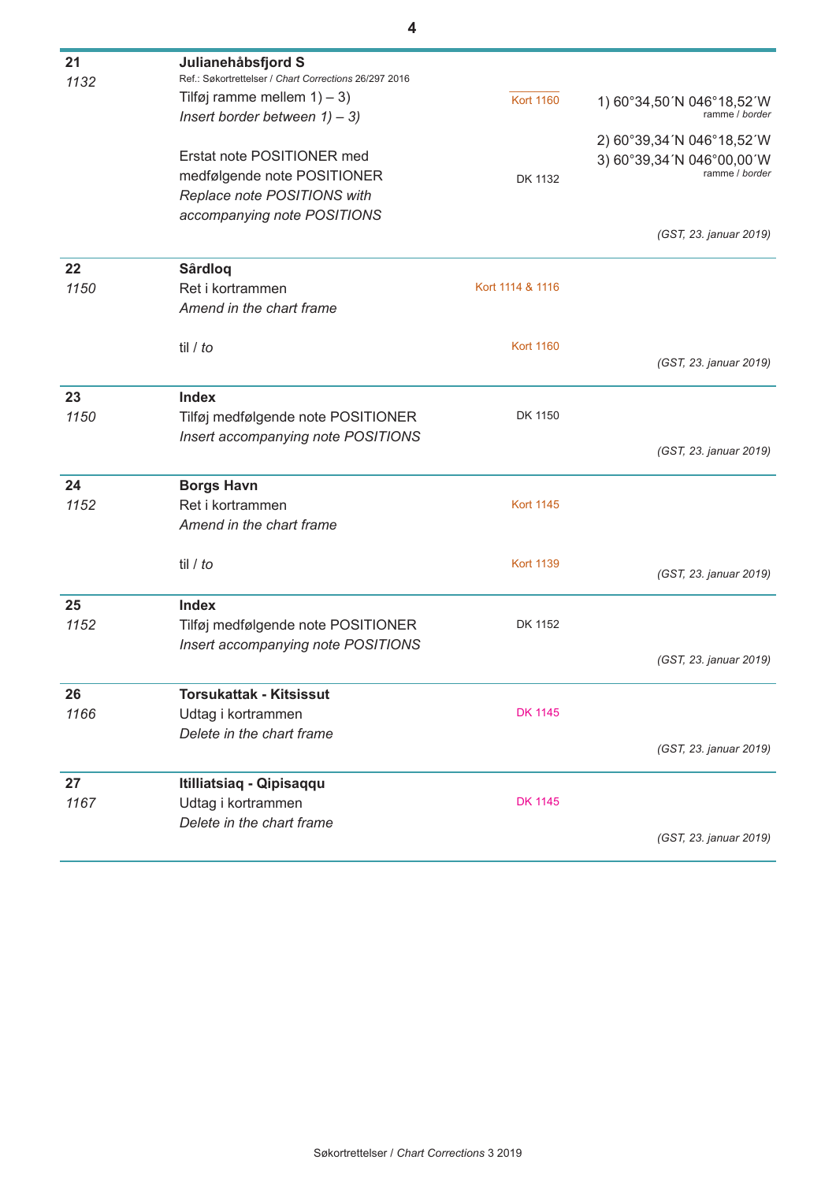| | | | |
|---|---|---|---|
| **21**<br>*1132* | **Julianehåbsfjord S**<br>Ref.: Søkortrettelser / *Chart Corrections* 26/297 2016<br>Tilføj ramme mellem 1) – 3)<br>*Insert border between 1) – 3)* | Kort 1160 | 1) 60°34,50´N 046°18,52´W<br>ramme / *border*<br>2) 60°39,34´N 046°18,52´W<br>3) 60°39,34´N 046°00,00´W<br>ramme / *border* |
| | Erstat note POSITIONER med medfølgende note POSITIONER<br>*Replace note POSITIONS with accompanying note POSITIONS* | DK 1132 | *(GST, 23. januar 2019)* |
| **22**<br>*1150* | **Sârdloq**<br>Ret i kortrammen<br>*Amend in the chart frame* | Kort 1114 & 1116 | |
| | til / *to* | Kort 1160 | *(GST, 23. januar 2019)* |
| **23**<br>*1150* | **Index**<br>Tilføj medfølgende note POSITIONER<br>*Insert accompanying note POSITIONS* | DK 1150 | *(GST, 23. januar 2019)* |
| **24**<br>*1152* | **Borgs Havn**<br>Ret i kortrammen<br>*Amend in the chart frame* | Kort 1145 | |
| | til / *to* | Kort 1139 | *(GST, 23. januar 2019)* |
| **25**<br>*1152* | **Index**<br>Tilføj medfølgende note POSITIONER<br>*Insert accompanying note POSITIONS* | DK 1152 | *(GST, 23. januar 2019)* |
| **26**<br>*1166* | **Torsukattak - Kitsissut**<br>Udtag i kortrammen<br>*Delete in the chart frame* | DK 1145 | *(GST, 23. januar 2019)* |
| **27**<br>*1167* | **Itilliatsiaq - Qipisaqqu**<br>Udtag i kortrammen<br>*Delete in the chart frame* | DK 1145 | *(GST, 23. januar 2019)* |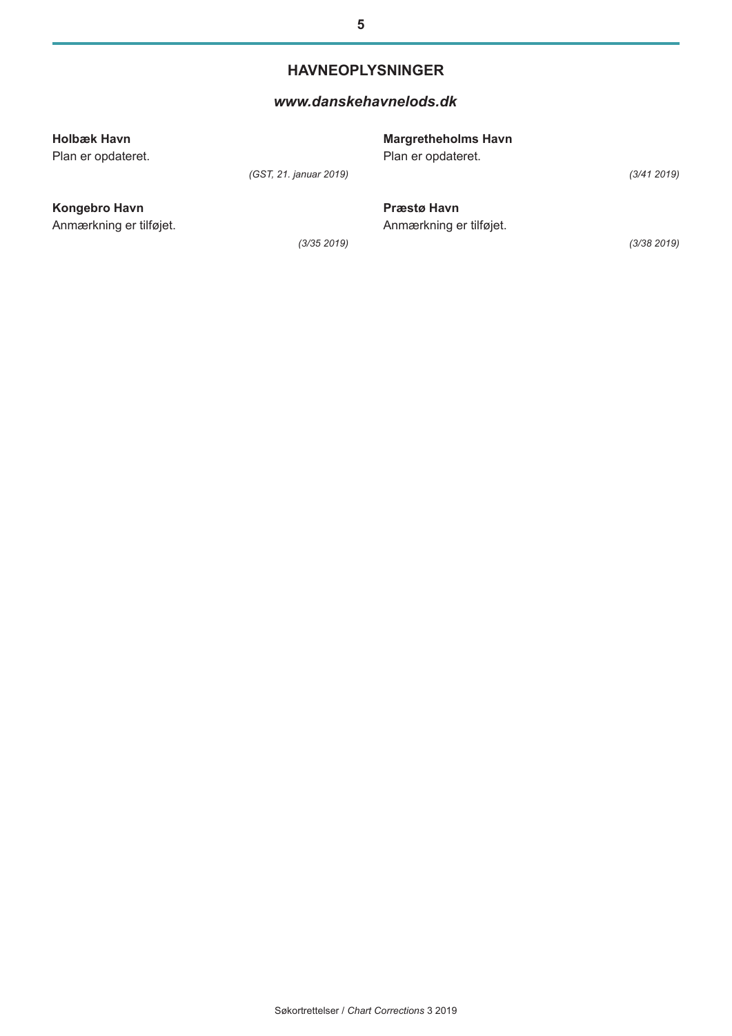## HAVNEOPLYSNINGER

***www.danskehavnelods.dk***

**Holbæk Havn**
Plan er opdateret.

*(GST, 21. januar 2019)*

**Kongebro Havn**
Anmærkning er tilføjet.

*(3/35 2019)*

**Margretheholms Havn**
Plan er opdateret.

*(3/41 2019)*

**Præstø Havn**
Anmærkning er tilføjet.

*(3/38 2019)*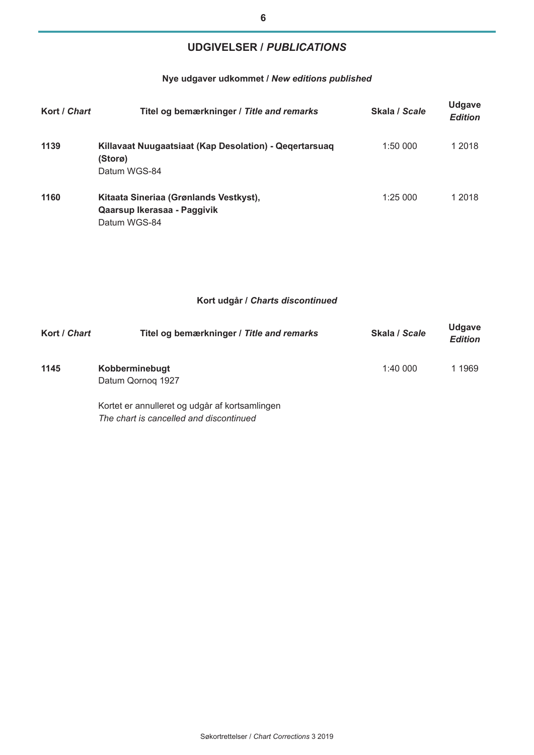# UDGIVELSER / *PUBLICATIONS*

### Nye udgaver udkommet / *New editions published*

| Kort / *Chart* | Titel og bemærkninger / *Title and remarks* | Skala / *Scale* | Udgave *Edition* |
|---|---|---|---|
| **1139** | **Killavaat Nuugaatsiaat (Kap Desolation) - Qeqertarsuaq (Storø)** Datum WGS-84 | 1:50 000 | 1 2018 |
| **1160** | **Kitaata Sineriaa (Grønlands Vestkyst), Qaarsup Ikerasaa - Paggivik** Datum WGS-84 | 1:25 000 | 1 2018 |

### Kort udgår / *Charts discontinued*

| Kort / *Chart* | Titel og bemærkninger / *Title and remarks* | Skala / *Scale* | Udgave *Edition* |
|---|---|---|---|
| **1145** | **Kobberminebugt** Datum Qornoq 1927 | 1:40 000 | 1 1969 |
| | Kortet er annulleret og udgår af kortsamlingen *The chart is cancelled and discontinued* | | |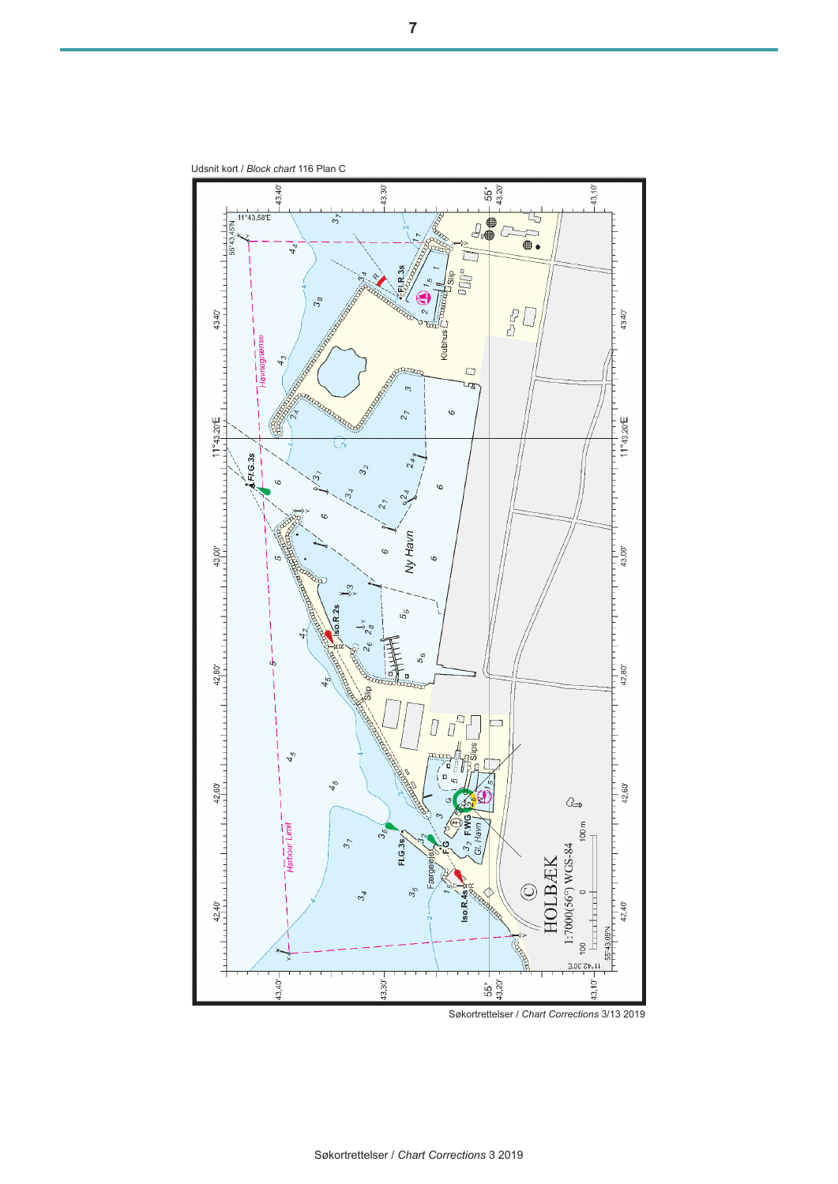Udsnit kort / *Block chart* 116 Plan C

Søkortrettelser / *Chart Corrections* 3/13 2019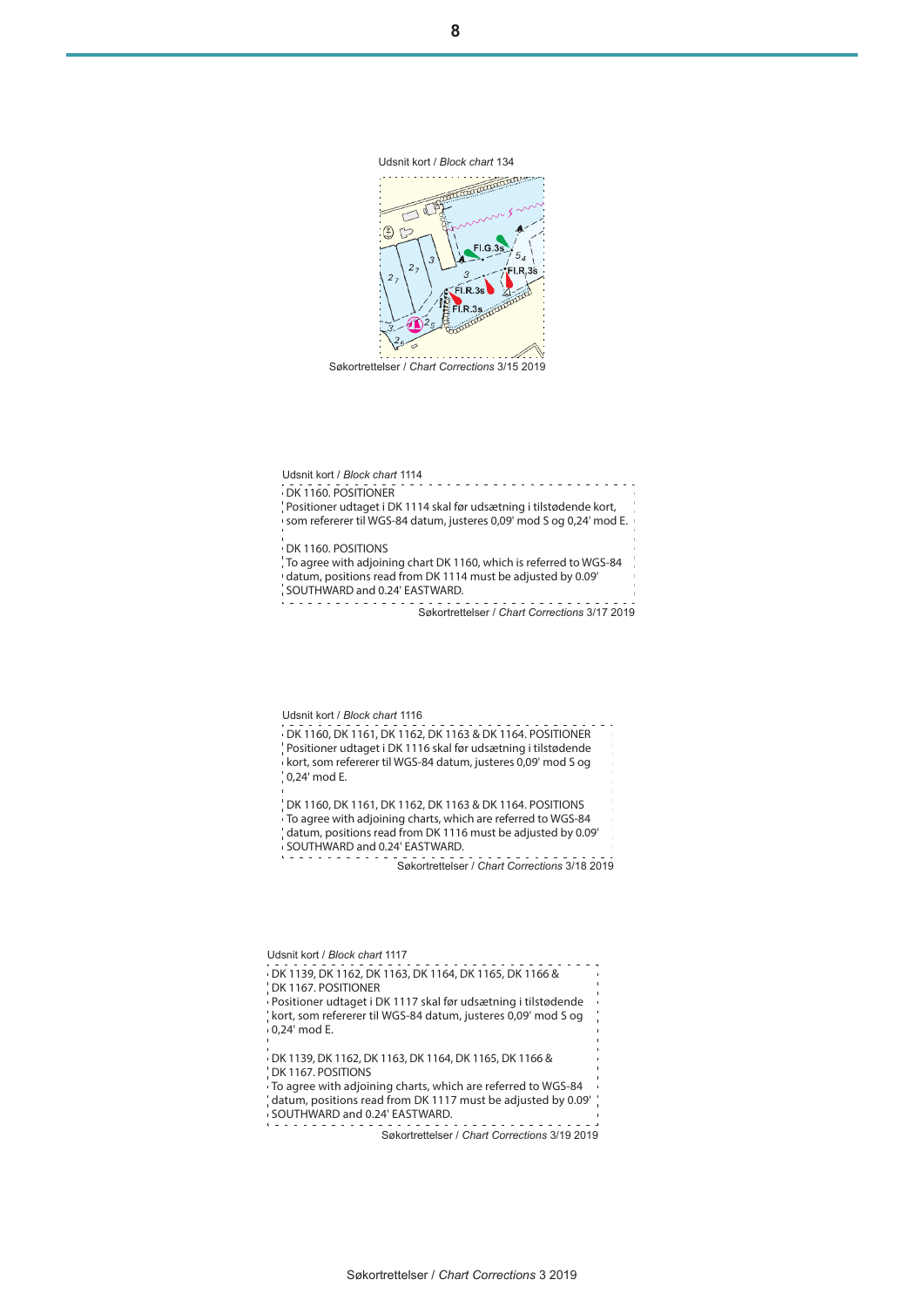Udsnit kort / *Block chart* 134

Søkortrettelser / *Chart Corrections* 3/15 2019

Udsnit kort / *Block chart* 1114

DK 1160. POSITIONER
Positioner udtaget i DK 1114 skal før udsætning i tilstødende kort, som refererer til WGS-84 datum, justeres 0,09' mod S og 0,24' mod E.

DK 1160. POSITIONS
To agree with adjoining chart DK 1160, which is referred to WGS-84 datum, positions read from DK 1114 must be adjusted by 0.09' SOUTHWARD and 0.24' EASTWARD.

Søkortrettelser / *Chart Corrections* 3/17 2019

Udsnit kort / *Block chart* 1116

DK 1160, DK 1161, DK 1162, DK 1163 & DK 1164. POSITIONER
Positioner udtaget i DK 1116 skal før udsætning i tilstødende kort, som refererer til WGS-84 datum, justeres 0,09' mod S og 0,24' mod E.

DK 1160, DK 1161, DK 1162, DK 1163 & DK 1164. POSITIONS
To agree with adjoining charts, which are referred to WGS-84 datum, positions read from DK 1116 must be adjusted by 0.09' SOUTHWARD and 0.24' EASTWARD.

Søkortrettelser / *Chart Corrections* 3/18 2019

Udsnit kort / *Block chart* 1117

DK 1139, DK 1162, DK 1163, DK 1164, DK 1165, DK 1166 & DK 1167. POSITIONER
Positioner udtaget i DK 1117 skal før udsætning i tilstødende kort, som refererer til WGS-84 datum, justeres 0,09' mod S og 0,24' mod E.

DK 1139, DK 1162, DK 1163, DK 1164, DK 1165, DK 1166 & DK 1167. POSITIONS
To agree with adjoining charts, which are referred to WGS-84 datum, positions read from DK 1117 must be adjusted by 0.09' SOUTHWARD and 0.24' EASTWARD.

Søkortrettelser / *Chart Corrections* 3/19 2019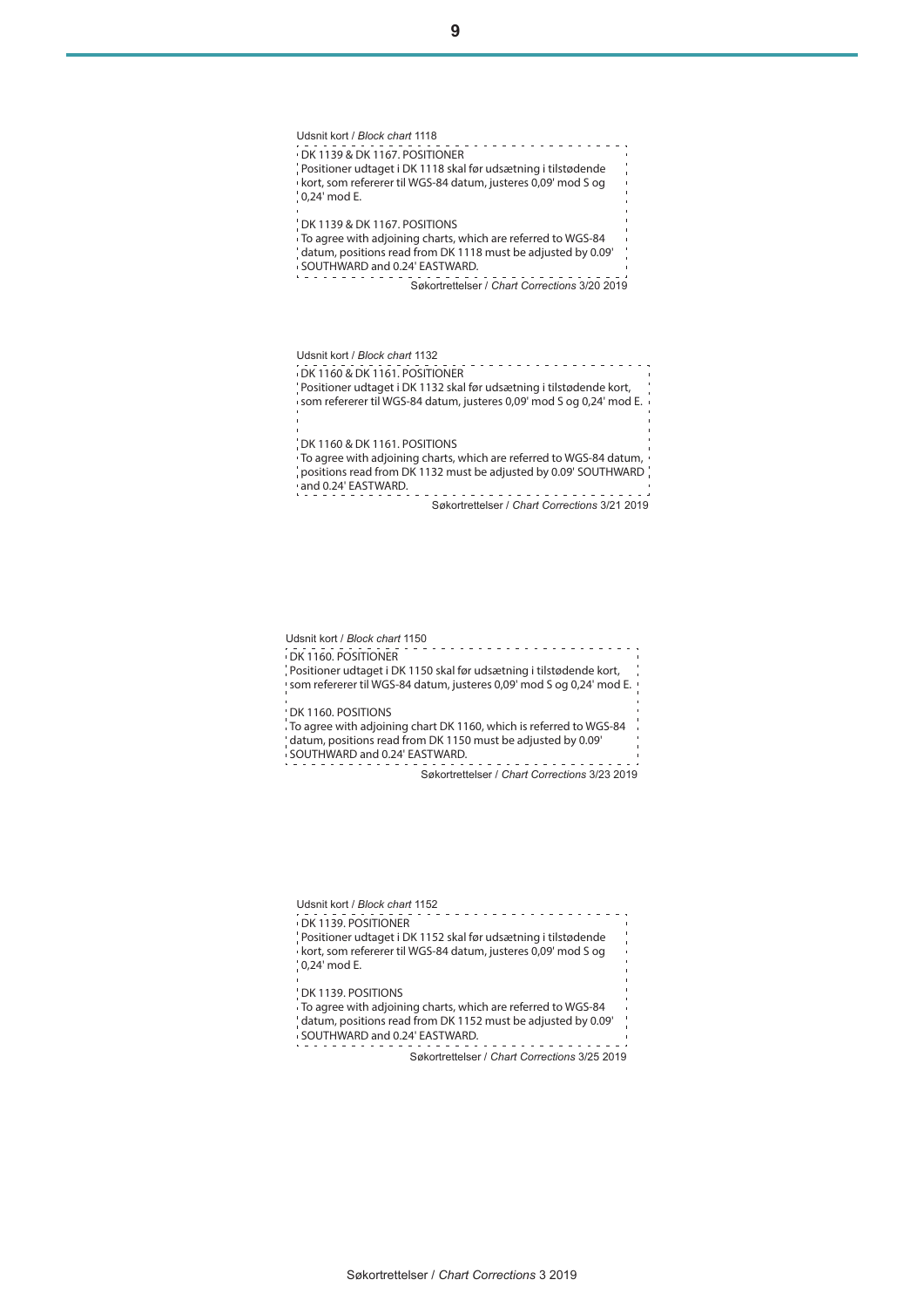Udsnit kort / *Block chart* 1118

DK 1139 & DK 1167. POSITIONER
Positioner udtaget i DK 1118 skal før udsætning i tilstødende kort, som refererer til WGS-84 datum, justeres 0,09' mod S og 0,24' mod E.

DK 1139 & DK 1167. POSITIONS
To agree with adjoining charts, which are referred to WGS-84 datum, positions read from DK 1118 must be adjusted by 0.09' SOUTHWARD and 0.24' EASTWARD.

Søkortrettelser / *Chart Corrections* 3/20 2019

Udsnit kort / *Block chart* 1132

DK 1160 & DK 1161. POSITIONER
Positioner udtaget i DK 1132 skal før udsætning i tilstødende kort, som refererer til WGS-84 datum, justeres 0,09' mod S og 0,24' mod E.

DK 1160 & DK 1161. POSITIONS
To agree with adjoining charts, which are referred to WGS-84 datum, positions read from DK 1132 must be adjusted by 0.09' SOUTHWARD and 0.24' EASTWARD.

Søkortrettelser / *Chart Corrections* 3/21 2019

Udsnit kort / *Block chart* 1150

DK 1160. POSITIONER
Positioner udtaget i DK 1150 skal før udsætning i tilstødende kort, som refererer til WGS-84 datum, justeres 0,09' mod S og 0,24' mod E.

DK 1160. POSITIONS
To agree with adjoining chart DK 1160, which is referred to WGS-84 datum, positions read from DK 1150 must be adjusted by 0.09' SOUTHWARD and 0.24' EASTWARD.

Søkortrettelser / *Chart Corrections* 3/23 2019

Udsnit kort / *Block chart* 1152

DK 1139. POSITIONER
Positioner udtaget i DK 1152 skal før udsætning i tilstødende kort, som refererer til WGS-84 datum, justeres 0,09' mod S og 0,24' mod E.

DK 1139. POSITIONS
To agree with adjoining charts, which are referred to WGS-84 datum, positions read from DK 1152 must be adjusted by 0.09' SOUTHWARD and 0.24' EASTWARD.

Søkortrettelser / *Chart Corrections* 3/25 2019